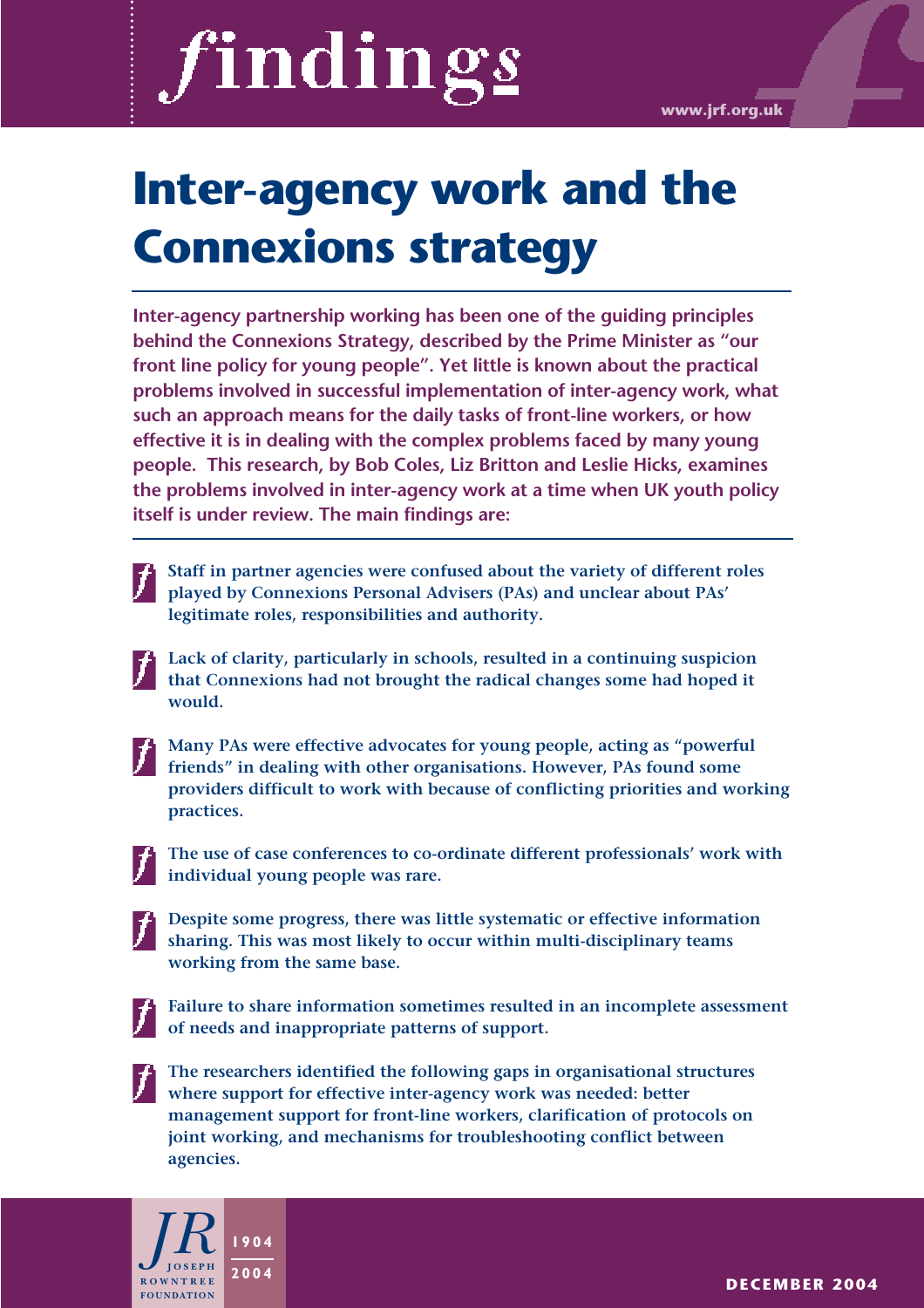# findings

www.jrf.org.uk

# Inter-agency work and the Connexions strategy

**Inter-agency partnership working has been one of the guiding principles behind the Connexions Strategy, described by the Prime Minister as "our front line policy for young people". Yet little is known about the practical problems involved in successful implementation of inter-agency work, what such an approach means for the daily tasks of front-line workers, or how effective it is in dealing with the complex problems faced by many young people. This research, by Bob Coles, Liz Britton and Leslie Hicks, examines the problems involved in inter-agency work at a time when UK youth policy itself is under review. The main findings are:**

- **Staff in partner agencies were confused about the variety of different roles played by Connexions Personal Advisers (PAs) and unclear about PAs' legitimate roles, responsibilities and authority.**
- **Lack of clarity, particularly in schools, resulted in a continuing suspicion that Connexions had not brought the radical changes some had hoped it would.**
- **Many PAs were effective advocates for young people, acting as "powerful friends" in dealing with other organisations. However, PAs found some providers difficult to work with because of conflicting priorities and working practices.**
- **The use of case conferences to co-ordinate different professionals' work with individual young people was rare.**
- **Despite some progress, there was little systematic or effective information sharing. This was most likely to occur within multi-disciplinary teams working from the same base.**
- **Failure to share information sometimes resulted in an incomplete assessment of needs and inappropriate patterns of support.**
- **The researchers identified the following gaps in organisational structures where support for effective inter-agency work was needed: better management support for front-line workers, clarification of protocols on joint working, and mechanisms for troubleshooting conflict between agencies.**

JR Joseph Rowntree Foundation 1904 2004

DECEMBER 2004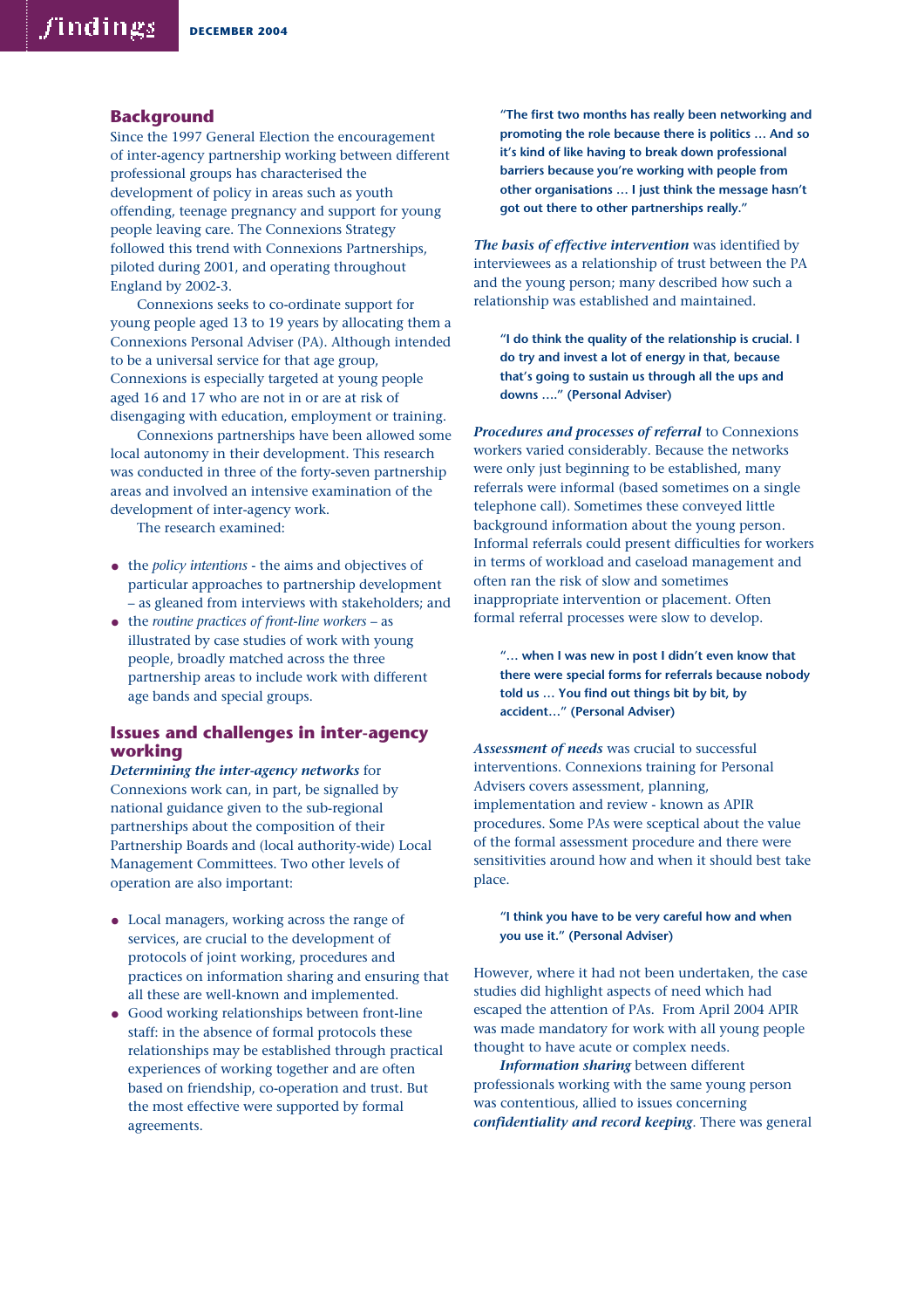## Background

Since the 1997 General Election the encouragement of inter-agency partnership working between different professional groups has characterised the development of policy in areas such as youth offending, teenage pregnancy and support for young people leaving care. The Connexions Strategy followed this trend with Connexions Partnerships, piloted during 2001, and operating throughout England by 2002-3.

Connexions seeks to co-ordinate support for young people aged 13 to 19 years by allocating them a Connexions Personal Adviser (PA). Although intended to be a universal service for that age group, Connexions is especially targeted at young people aged 16 and 17 who are not in or are at risk of disengaging with education, employment or training.

Connexions partnerships have been allowed some local autonomy in their development. This research was conducted in three of the forty-seven partnership areas and involved an intensive examination of the development of inter-agency work.

The research examined:

- the *policy intentions* - the aims and objectives of particular approaches to partnership development – as gleaned from interviews with stakeholders; and
- the *routine practices of front-line workers* – as illustrated by case studies of work with young people, broadly matched across the three partnership areas to include work with different age bands and special groups.

## Issues and challenges in inter-agency working

***Determining the inter-agency networks*** for Connexions work can, in part, be signalled by national guidance given to the sub-regional partnerships about the composition of their Partnership Boards and (local authority-wide) Local Management Committees. Two other levels of operation are also important:

- Local managers, working across the range of services, are crucial to the development of protocols of joint working, procedures and practices on information sharing and ensuring that all these are well-known and implemented.
- Good working relationships between front-line staff: in the absence of formal protocols these relationships may be established through practical experiences of working together and are often based on friendship, co-operation and trust. But the most effective were supported by formal agreements.

> **"The first two months has really been networking and promoting the role because there is politics … And so it's kind of like having to break down professional barriers because you're working with people from other organisations … I just think the message hasn't got out there to other partnerships really."**

***The basis of effective intervention*** was identified by interviewees as a relationship of trust between the PA and the young person; many described how such a relationship was established and maintained.

> **"I do think the quality of the relationship is crucial. I do try and invest a lot of energy in that, because that's going to sustain us through all the ups and downs …." (Personal Adviser)**

***Procedures and processes of referral*** to Connexions workers varied considerably. Because the networks were only just beginning to be established, many referrals were informal (based sometimes on a single telephone call). Sometimes these conveyed little background information about the young person. Informal referrals could present difficulties for workers in terms of workload and caseload management and often ran the risk of slow and sometimes inappropriate intervention or placement. Often formal referral processes were slow to develop.

> **"… when I was new in post I didn't even know that there were special forms for referrals because nobody told us … You find out things bit by bit, by accident…" (Personal Adviser)**

***Assessment of needs*** was crucial to successful interventions. Connexions training for Personal Advisers covers assessment, planning, implementation and review - known as APIR procedures. Some PAs were sceptical about the value of the formal assessment procedure and there were sensitivities around how and when it should best take place.

> **"I think you have to be very careful how and when you use it." (Personal Adviser)**

However, where it had not been undertaken, the case studies did highlight aspects of need which had escaped the attention of PAs. From April 2004 APIR was made mandatory for work with all young people thought to have acute or complex needs.

***Information sharing*** between different professionals working with the same young person was contentious, allied to issues concerning ***confidentiality and record keeping***. There was general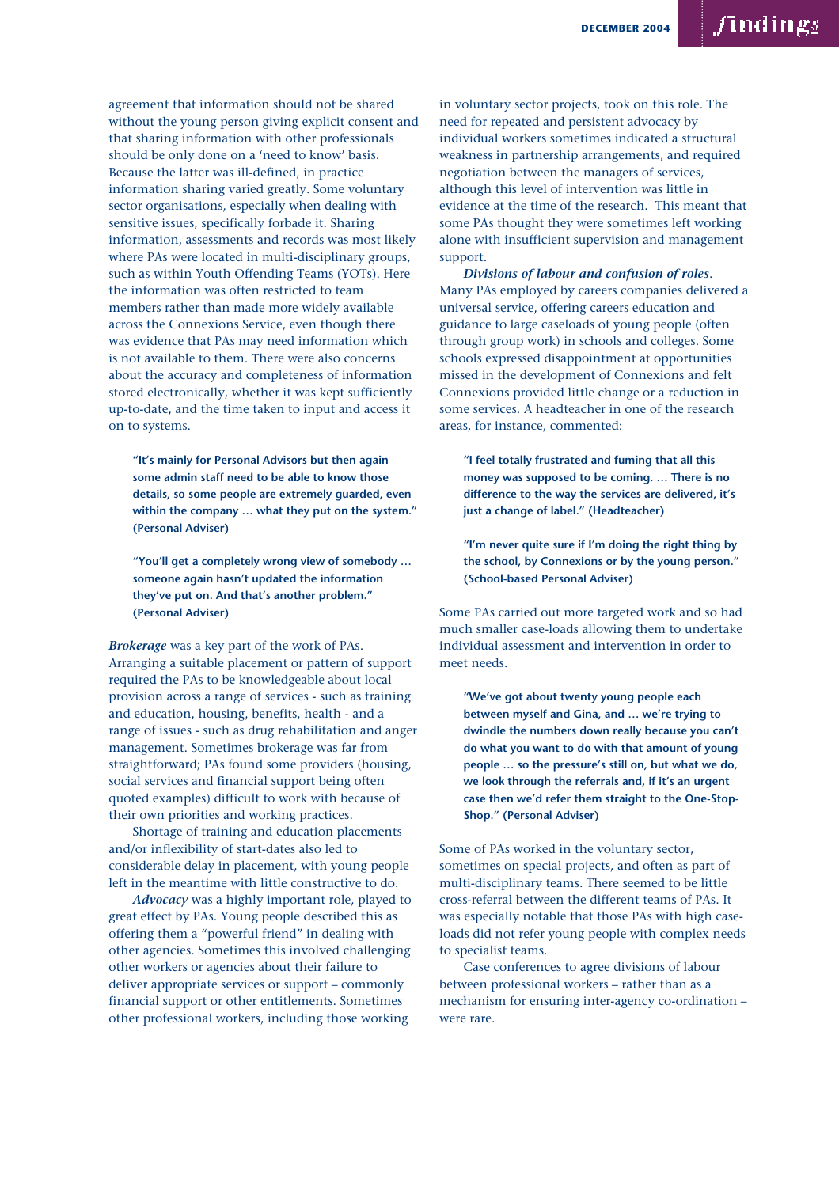agreement that information should not be shared without the young person giving explicit consent and that sharing information with other professionals should be only done on a 'need to know' basis. Because the latter was ill-defined, in practice information sharing varied greatly. Some voluntary sector organisations, especially when dealing with sensitive issues, specifically forbade it. Sharing information, assessments and records was most likely where PAs were located in multi-disciplinary groups, such as within Youth Offending Teams (YOTs). Here the information was often restricted to team members rather than made more widely available across the Connexions Service, even though there was evidence that PAs may need information which is not available to them. There were also concerns about the accuracy and completeness of information stored electronically, whether it was kept sufficiently up-to-date, and the time taken to input and access it on to systems.

> **"It's mainly for Personal Advisors but then again some admin staff need to be able to know those details, so some people are extremely guarded, even within the company … what they put on the system." (Personal Adviser)**

> **"You'll get a completely wrong view of somebody … someone again hasn't updated the information they've put on. And that's another problem." (Personal Adviser)**

***Brokerage*** was a key part of the work of PAs. Arranging a suitable placement or pattern of support required the PAs to be knowledgeable about local provision across a range of services - such as training and education, housing, benefits, health - and a range of issues - such as drug rehabilitation and anger management. Sometimes brokerage was far from straightforward; PAs found some providers (housing, social services and financial support being often quoted examples) difficult to work with because of their own priorities and working practices.

Shortage of training and education placements and/or inflexibility of start-dates also led to considerable delay in placement, with young people left in the meantime with little constructive to do.

***Advocacy*** was a highly important role, played to great effect by PAs. Young people described this as offering them a "powerful friend" in dealing with other agencies. Sometimes this involved challenging other workers or agencies about their failure to deliver appropriate services or support – commonly financial support or other entitlements. Sometimes other professional workers, including those working in voluntary sector projects, took on this role. The need for repeated and persistent advocacy by individual workers sometimes indicated a structural weakness in partnership arrangements, and required negotiation between the managers of services, although this level of intervention was little in evidence at the time of the research. This meant that some PAs thought they were sometimes left working alone with insufficient supervision and management support.

***Divisions of labour and confusion of roles***. Many PAs employed by careers companies delivered a universal service, offering careers education and guidance to large caseloads of young people (often through group work) in schools and colleges. Some schools expressed disappointment at opportunities missed in the development of Connexions and felt Connexions provided little change or a reduction in some services. A headteacher in one of the research areas, for instance, commented:

> **"I feel totally frustrated and fuming that all this money was supposed to be coming. … There is no difference to the way the services are delivered, it's just a change of label." (Headteacher)**

> **"I'm never quite sure if I'm doing the right thing by the school, by Connexions or by the young person." (School-based Personal Adviser)**

Some PAs carried out more targeted work and so had much smaller case-loads allowing them to undertake individual assessment and intervention in order to meet needs.

> **"We've got about twenty young people each between myself and Gina, and … we're trying to dwindle the numbers down really because you can't do what you want to do with that amount of young people … so the pressure's still on, but what we do, we look through the referrals and, if it's an urgent case then we'd refer them straight to the One-Stop-Shop." (Personal Adviser)**

Some of PAs worked in the voluntary sector, sometimes on special projects, and often as part of multi-disciplinary teams. There seemed to be little cross-referral between the different teams of PAs. It was especially notable that those PAs with high case-loads did not refer young people with complex needs to specialist teams.

Case conferences to agree divisions of labour between professional workers – rather than as a mechanism for ensuring inter-agency co-ordination – were rare.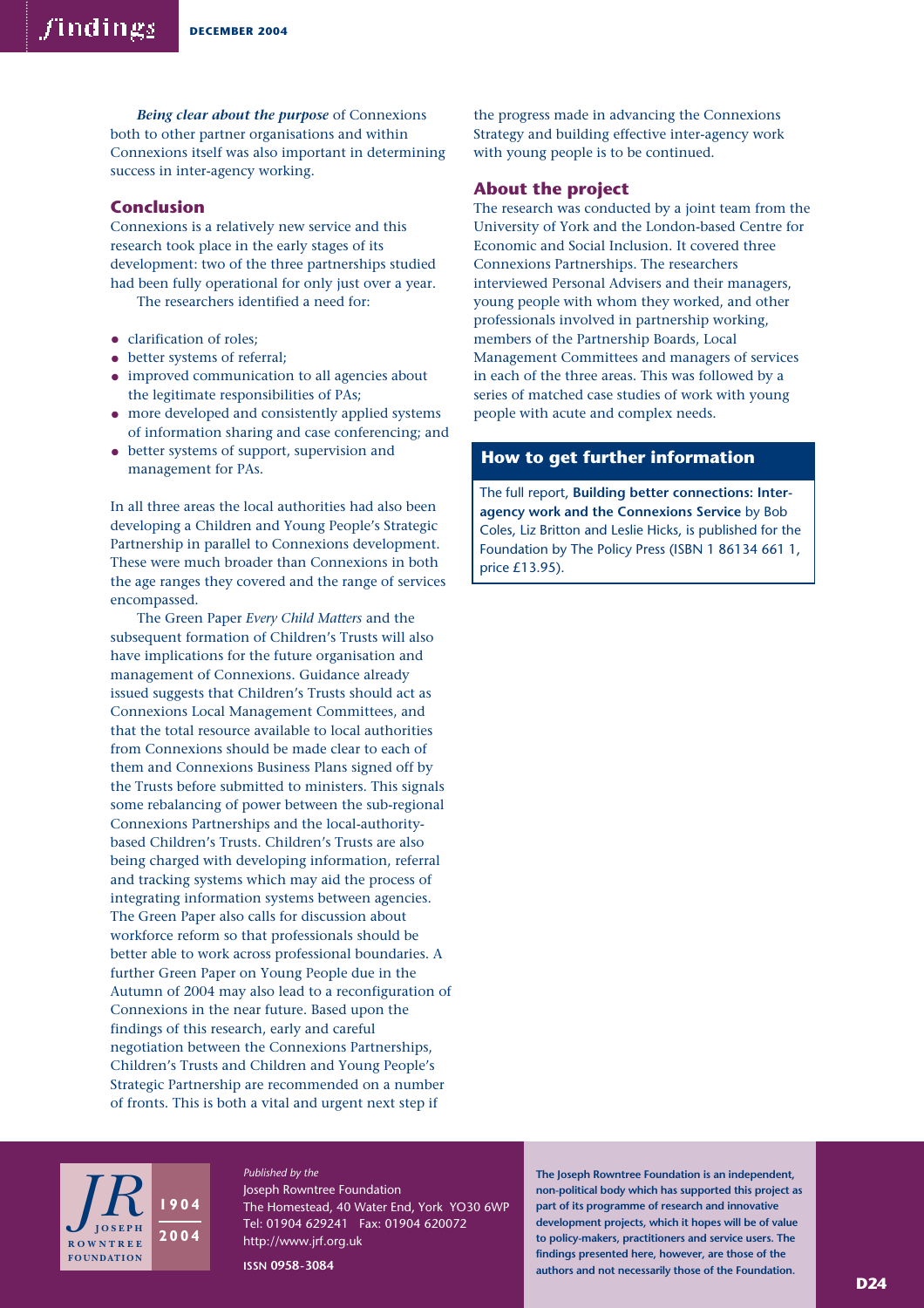***Being clear about the purpose*** of Connexions both to other partner organisations and within Connexions itself was also important in determining success in inter-agency working.

## Conclusion

Connexions is a relatively new service and this research took place in the early stages of its development: two of the three partnerships studied had been fully operational for only just over a year.

The researchers identified a need for:

- clarification of roles;
- better systems of referral;
- improved communication to all agencies about the legitimate responsibilities of PAs;
- more developed and consistently applied systems of information sharing and case conferencing; and
- better systems of support, supervision and management for PAs.

In all three areas the local authorities had also been developing a Children and Young People's Strategic Partnership in parallel to Connexions development. These were much broader than Connexions in both the age ranges they covered and the range of services encompassed.

The Green Paper *Every Child Matters* and the subsequent formation of Children's Trusts will also have implications for the future organisation and management of Connexions. Guidance already issued suggests that Children's Trusts should act as Connexions Local Management Committees, and that the total resource available to local authorities from Connexions should be made clear to each of them and Connexions Business Plans signed off by the Trusts before submitted to ministers. This signals some rebalancing of power between the sub-regional Connexions Partnerships and the local-authority-based Children's Trusts. Children's Trusts are also being charged with developing information, referral and tracking systems which may aid the process of integrating information systems between agencies. The Green Paper also calls for discussion about workforce reform so that professionals should be better able to work across professional boundaries. A further Green Paper on Young People due in the Autumn of 2004 may also lead to a reconfiguration of Connexions in the near future. Based upon the findings of this research, early and careful negotiation between the Connexions Partnerships, Children's Trusts and Children and Young People's Strategic Partnership are recommended on a number of fronts. This is both a vital and urgent next step if the progress made in advancing the Connexions Strategy and building effective inter-agency work with young people is to be continued.

## About the project

The research was conducted by a joint team from the University of York and the London-based Centre for Economic and Social Inclusion. It covered three Connexions Partnerships. The researchers interviewed Personal Advisers and their managers, young people with whom they worked, and other professionals involved in partnership working, members of the Partnership Boards, Local Management Committees and managers of services in each of the three areas. This was followed by a series of matched case studies of work with young people with acute and complex needs.

## How to get further information

The full report, **Building better connections: Inter-agency work and the Connexions Service** by Bob Coles, Liz Britton and Leslie Hicks, is published for the Foundation by The Policy Press (ISBN 1 86134 661 1, price £13.95).

*Published by the*
Joseph Rowntree Foundation
The Homestead, 40 Water End, York YO30 6WP
Tel: 01904 629241 Fax: 01904 620072
http://www.jrf.org.uk

**ISSN 0958-3084**

**The Joseph Rowntree Foundation is an independent, non-political body which has supported this project as part of its programme of research and innovative development projects, which it hopes will be of value to policy-makers, practitioners and service users. The findings presented here, however, are those of the authors and not necessarily those of the Foundation.**

**D24**